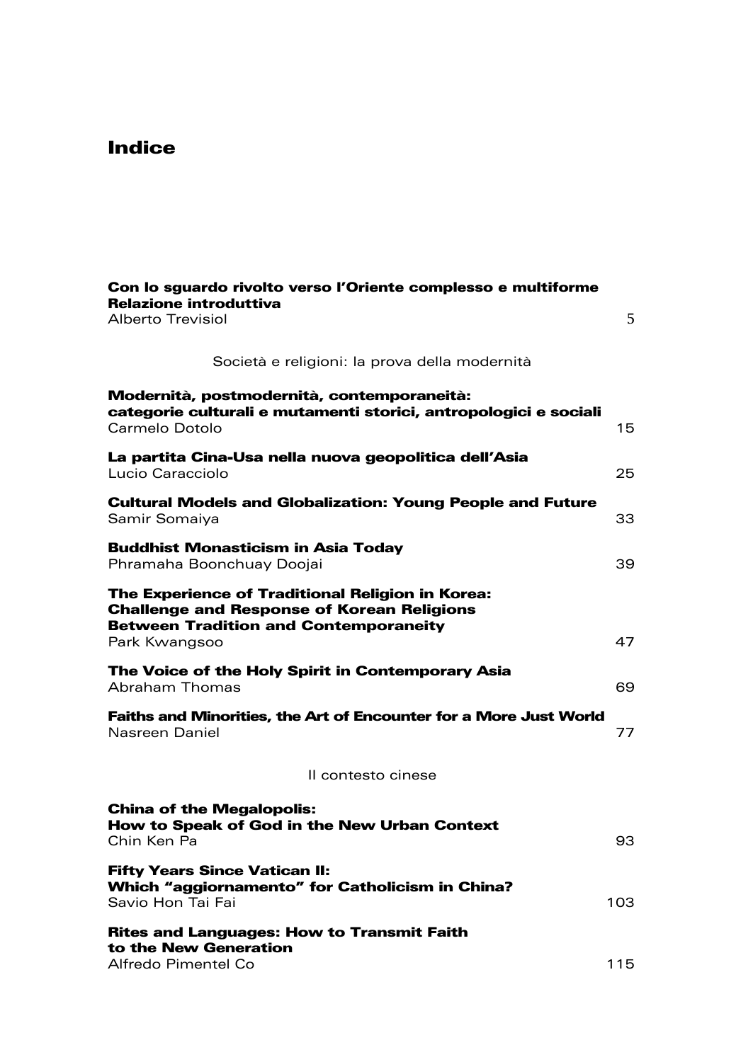# Indice

**Con lo sguardo rivolto verso l'Oriente complesso e multiforme**
**Relazione introduttiva**
Alberto Trevisiol — 5

## Società e religioni: la prova della modernità

**Modernità, postmodernità, contemporaneità: categorie culturali e mutamenti storici, antropologici e sociali**
Carmelo Dotolo — 15

**La partita Cina-Usa nella nuova geopolitica dell'Asia**
Lucio Caracciolo — 25

**Cultural Models and Globalization: Young People and Future**
Samir Somaiya — 33

**Buddhist Monasticism in Asia Today**
Phramaha Boonchuay Doojai — 39

**The Experience of Traditional Religion in Korea: Challenge and Response of Korean Religions Between Tradition and Contemporaneity**
Park Kwangsoo — 47

**The Voice of the Holy Spirit in Contemporary Asia**
Abraham Thomas — 69

**Faiths and Minorities, the Art of Encounter for a More Just World**
Nasreen Daniel — 77

## Il contesto cinese

**China of the Megalopolis: How to Speak of God in the New Urban Context**
Chin Ken Pa — 93

**Fifty Years Since Vatican II: Which "aggiornamento" for Catholicism in China?**
Savio Hon Tai Fai — 103

**Rites and Languages: How to Transmit Faith to the New Generation**
Alfredo Pimentel Co — 115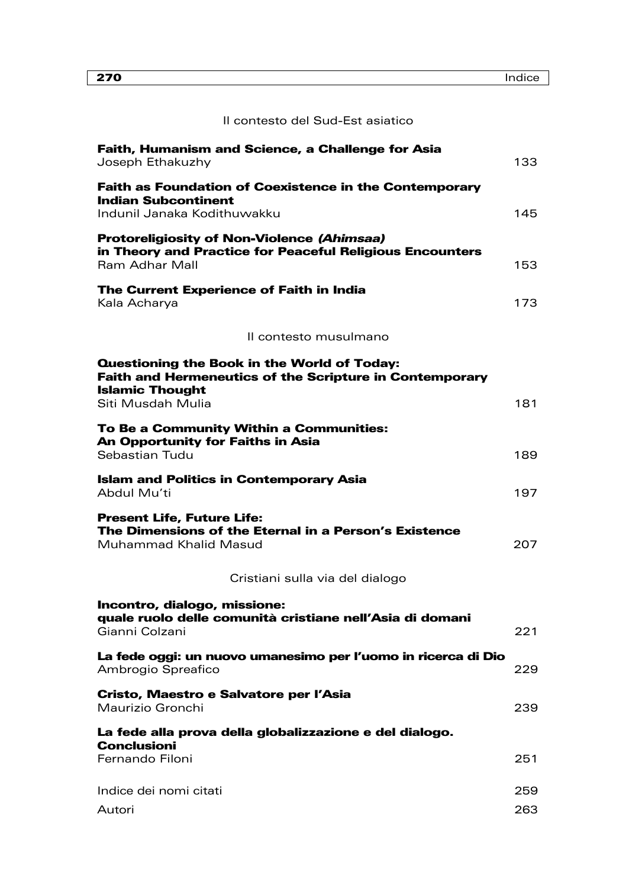## Il contesto del Sud-Est asiatico

**Faith, Humanism and Science, a Challenge for Asia**
Joseph Ethakuzhy 133

**Faith as Foundation of Coexistence in the Contemporary Indian Subcontinent**
Indunil Janaka Kodithuwakku 145

**Protoreligiosity of Non-Violence *(Ahimsaa)* in Theory and Practice for Peaceful Religious Encounters**
Ram Adhar Mall 153

**The Current Experience of Faith in India**
Kala Acharya 173

## Il contesto musulmano

**Questioning the Book in the World of Today: Faith and Hermeneutics of the Scripture in Contemporary Islamic Thought**
Siti Musdah Mulia 181

**To Be a Community Within a Communities: An Opportunity for Faiths in Asia**
Sebastian Tudu 189

**Islam and Politics in Contemporary Asia**
Abdul Mu'ti 197

**Present Life, Future Life: The Dimensions of the Eternal in a Person's Existence**
Muhammad Khalid Masud 207

## Cristiani sulla via del dialogo

**Incontro, dialogo, missione: quale ruolo delle comunità cristiane nell'Asia di domani**
Gianni Colzani 221

**La fede oggi: un nuovo umanesimo per l'uomo in ricerca di Dio**
Ambrogio Spreafico 229

**Cristo, Maestro e Salvatore per l'Asia**
Maurizio Gronchi 239

**La fede alla prova della globalizzazione e del dialogo. Conclusioni**
Fernando Filoni 251

Indice dei nomi citati 259

Autori 263